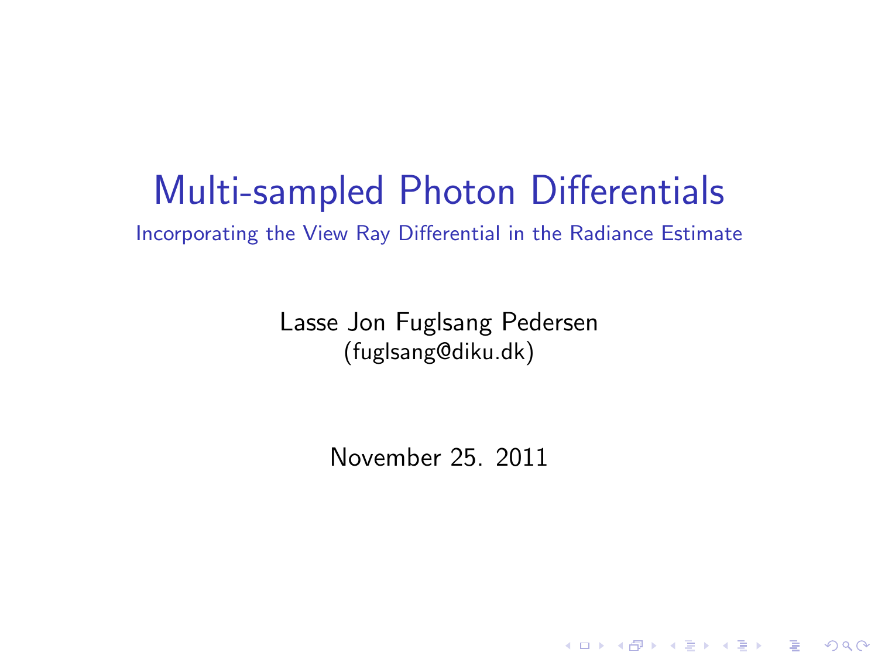# Multi-sampled Photon Differentials

Incorporating the View Ray Differential in the Radiance Estimate

Lasse Jon Fuglsang Pedersen
(fuglsang@diku.dk)

November 25. 2011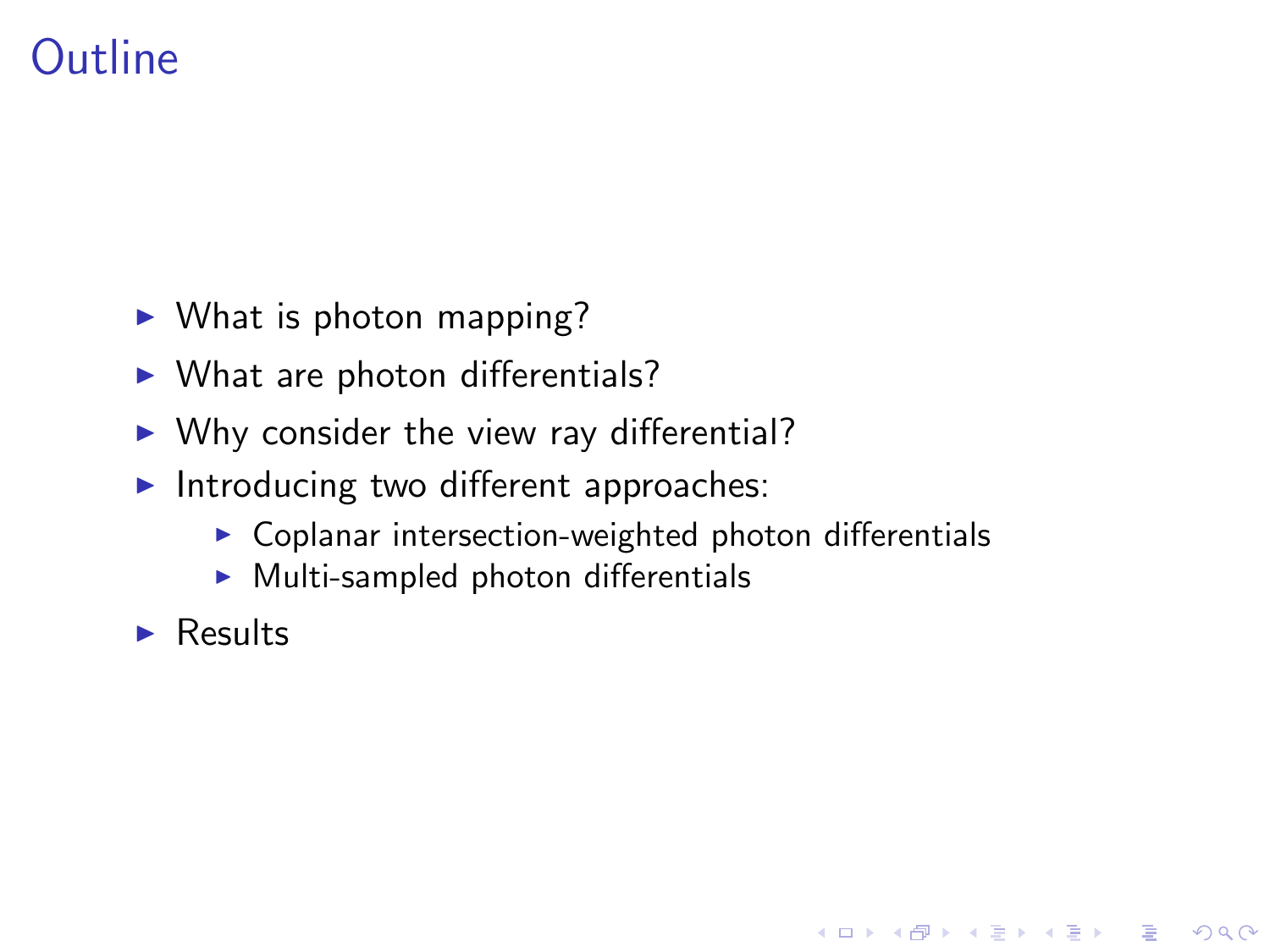# Outline

- What is photon mapping?
- What are photon differentials?
- Why consider the view ray differential?
- Introducing two different approaches:
  - Coplanar intersection-weighted photon differentials
  - Multi-sampled photon differentials
- Results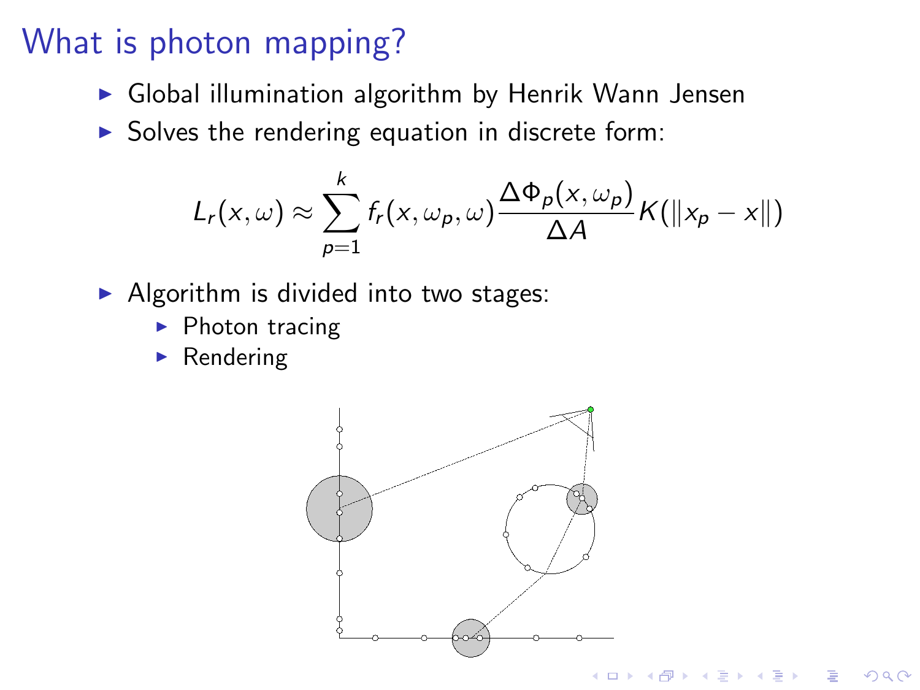# What is photon mapping?

- Global illumination algorithm by Henrik Wann Jensen
- Solves the rendering equation in discrete form:

$$L_r(x, \omega) \approx \sum_{p=1}^{k} f_r(x, \omega_p, \omega) \frac{\Delta \Phi_p(x, \omega_p)}{\Delta A} K(\|x_p - x\|)$$

- Algorithm is divided into two stages:
  - Photon tracing
  - Rendering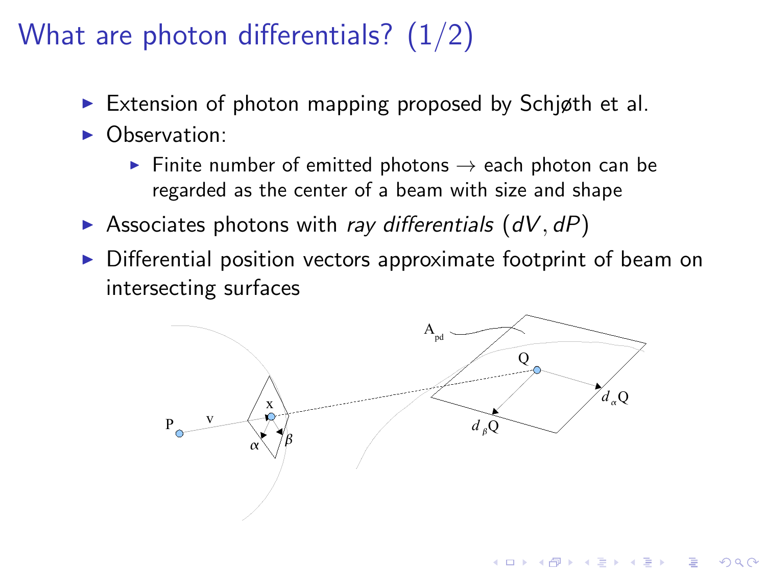# What are photon differentials? (1/2)

- Extension of photon mapping proposed by Schjøth et al.
- Observation:
  - Finite number of emitted photons → each photon can be regarded as the center of a beam with size and shape
- Associates photons with *ray differentials* $(dV, dP)$
- Differential position vectors approximate footprint of beam on intersecting surfaces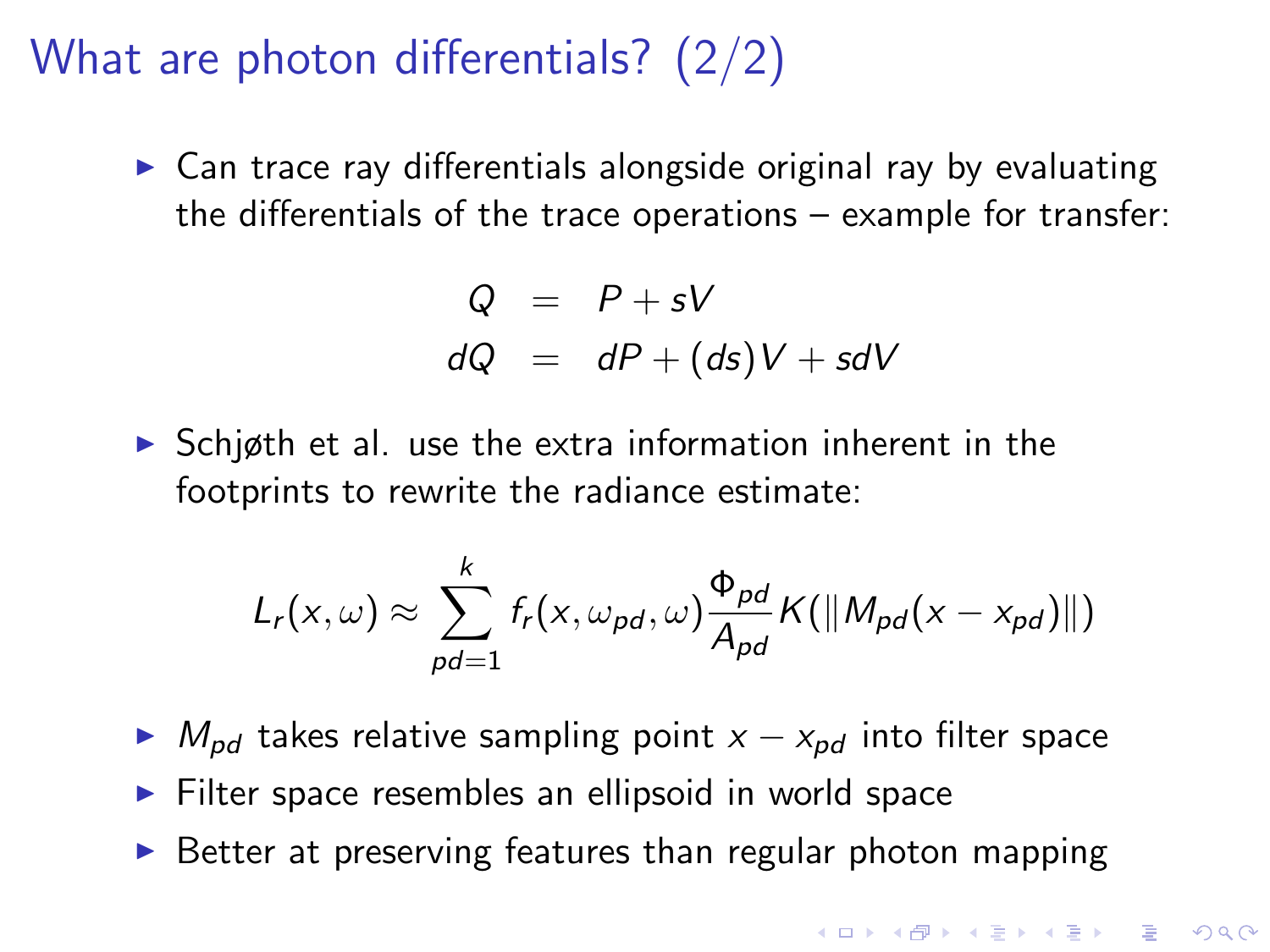# What are photon differentials? (2/2)

- Can trace ray differentials alongside original ray by evaluating the differentials of the trace operations – example for transfer:

$$
\begin{aligned}
Q &= P + sV \\
dQ &= dP + (ds)V + sdV
\end{aligned}
$$

- Schjøth et al. use the extra information inherent in the footprints to rewrite the radiance estimate:

$$
L_r(x, \omega) \approx \sum_{pd=1}^{k} f_r(x, \omega_{pd}, \omega) \frac{\Phi_{pd}}{A_{pd}} K(\| M_{pd}(x - x_{pd}) \|)
$$

- $M_{pd}$ takes relative sampling point $x - x_{pd}$ into filter space
- Filter space resembles an ellipsoid in world space
- Better at preserving features than regular photon mapping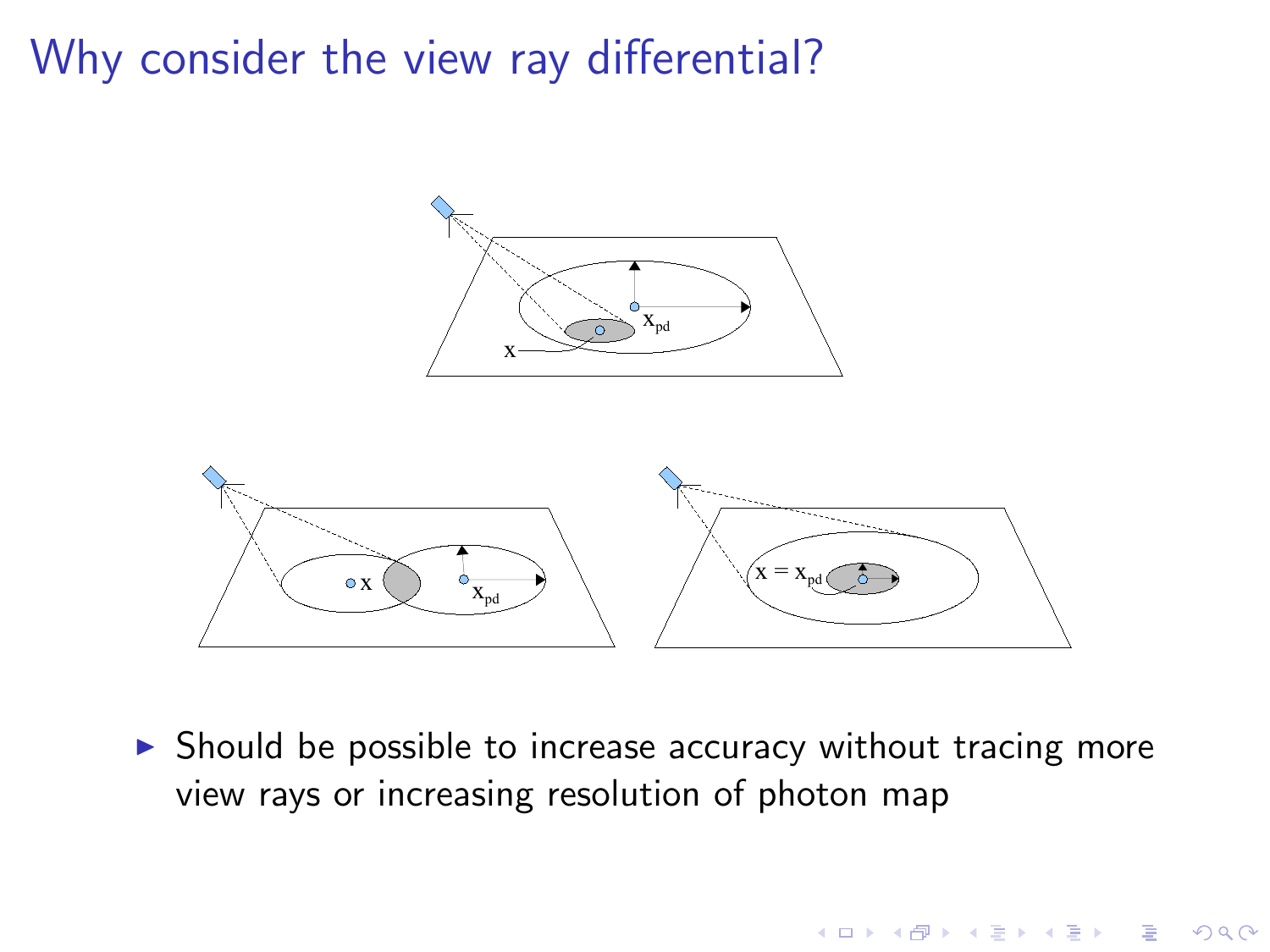# Why consider the view ray differential?

- Should be possible to increase accuracy without tracing more view rays or increasing resolution of photon map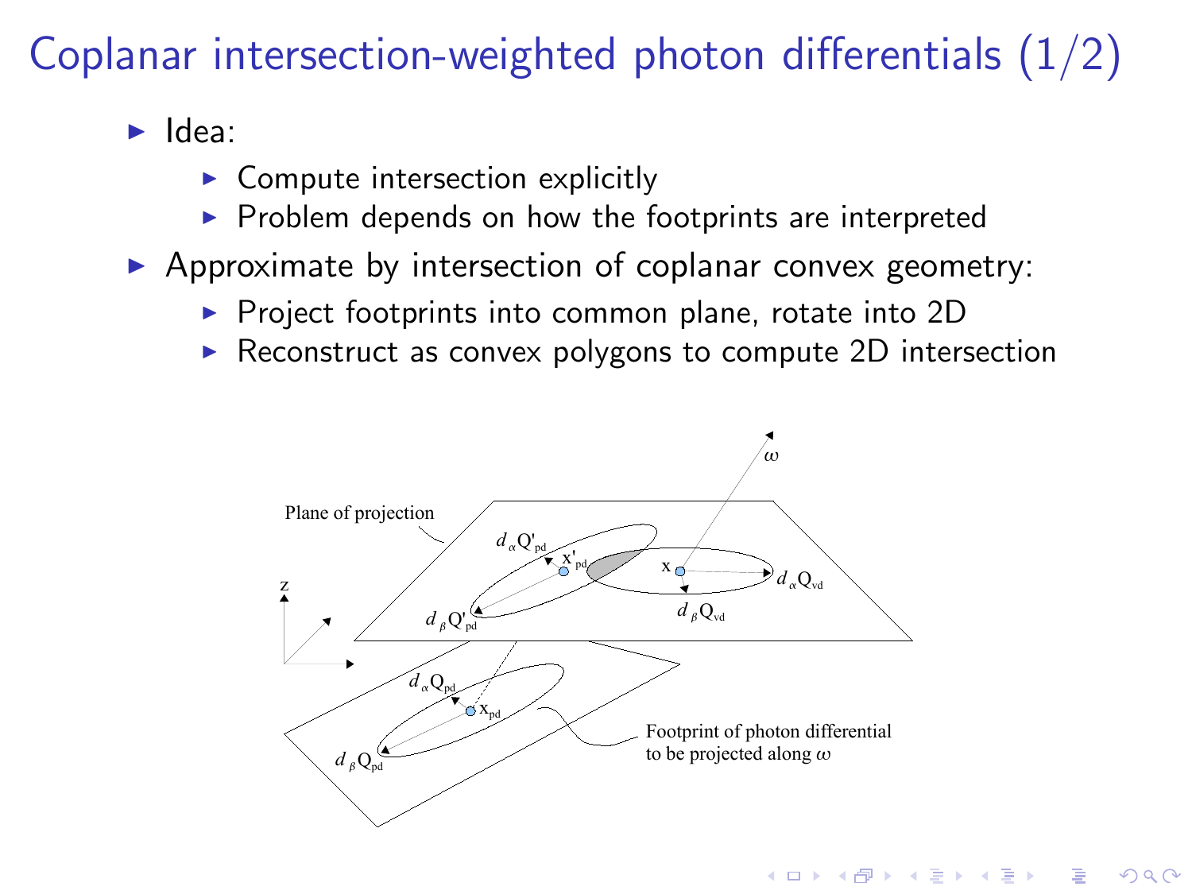# Coplanar intersection-weighted photon differentials (1/2)

- Idea:
  - Compute intersection explicitly
  - Problem depends on how the footprints are interpreted
- Approximate by intersection of coplanar convex geometry:
  - Project footprints into common plane, rotate into 2D
  - Reconstruct as convex polygons to compute 2D intersection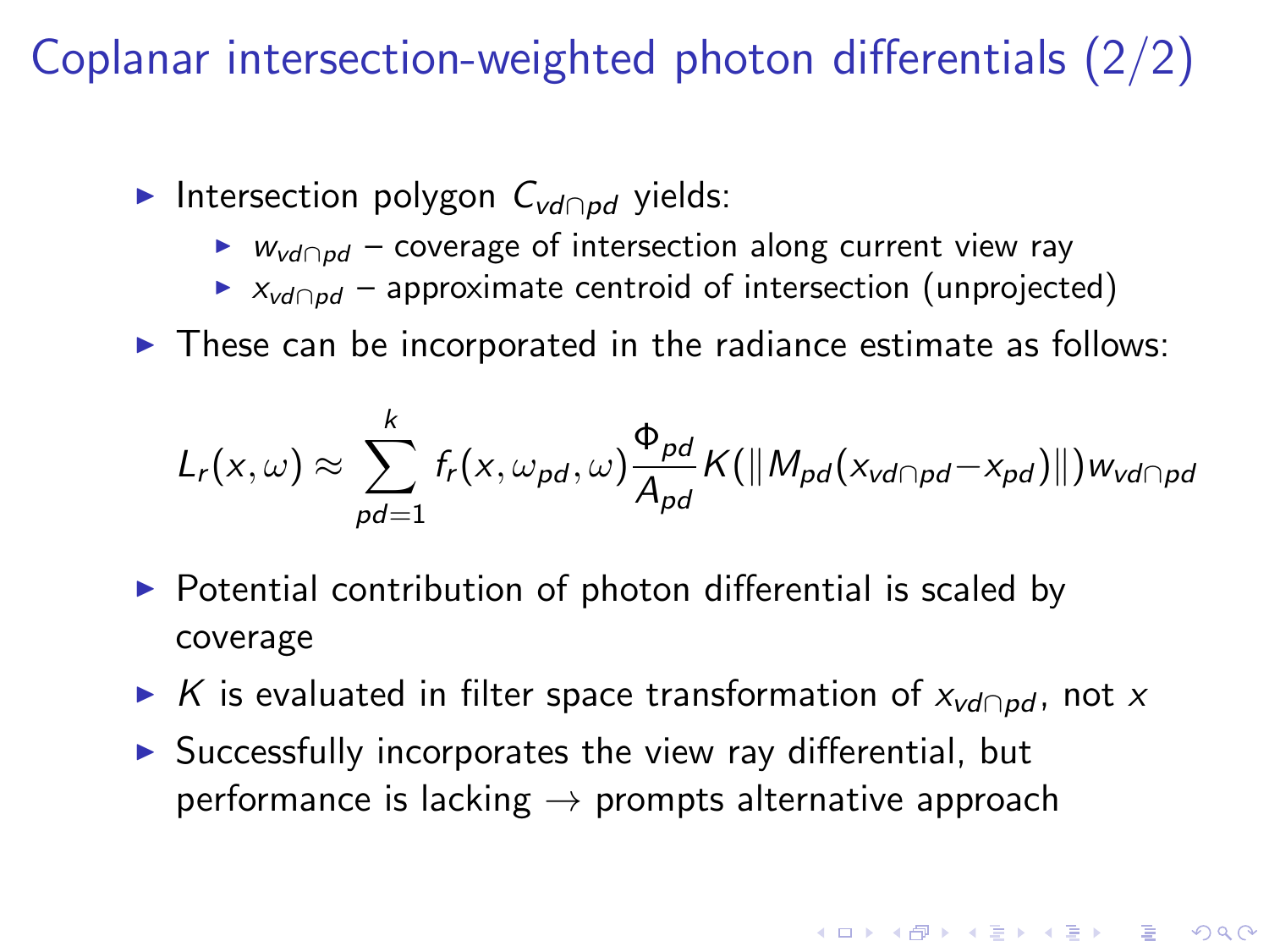# Coplanar intersection-weighted photon differentials (2/2)

- Intersection polygon $C_{vd \cap pd}$ yields:
  - $w_{vd \cap pd}$ – coverage of intersection along current view ray
  - $x_{vd \cap pd}$ – approximate centroid of intersection (unprojected)
- These can be incorporated in the radiance estimate as follows:

$$L_r(x, \omega) \approx \sum_{pd=1}^{k} f_r(x, \omega_{pd}, \omega) \frac{\Phi_{pd}}{A_{pd}} K(\| M_{pd}(x_{vd \cap pd} - x_{pd}) \|) w_{vd \cap pd}$$

- Potential contribution of photon differential is scaled by coverage
- $K$ is evaluated in filter space transformation of $x_{vd \cap pd}$, not $x$
- Successfully incorporates the view ray differential, but performance is lacking → prompts alternative approach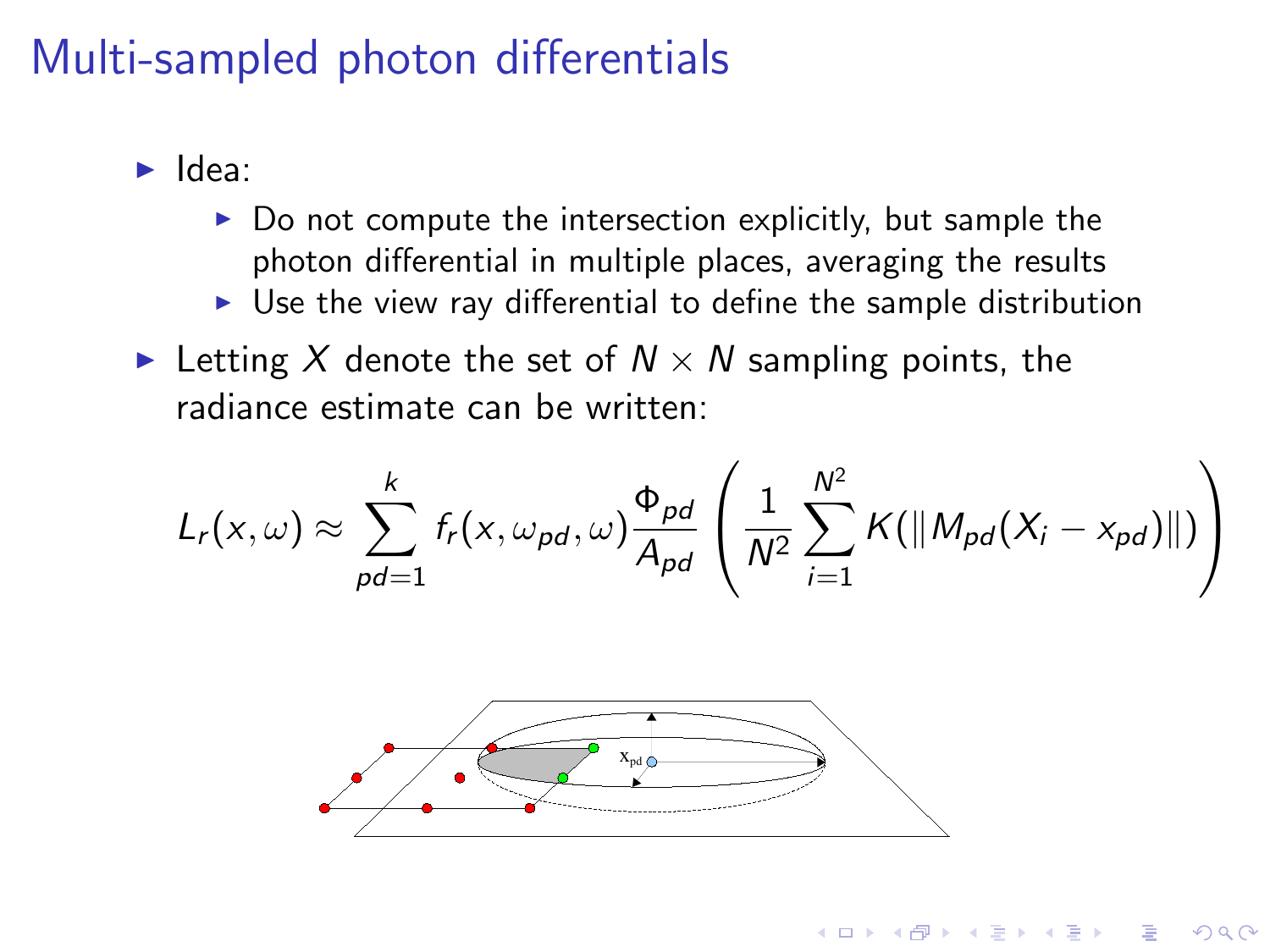# Multi-sampled photon differentials

- Idea:
  - Do not compute the intersection explicitly, but sample the photon differential in multiple places, averaging the results
  - Use the view ray differential to define the sample distribution
- Letting $X$ denote the set of $N \times N$ sampling points, the radiance estimate can be written:

$$L_r(x, \omega) \approx \sum_{pd=1}^{k} f_r(x, \omega_{pd}, \omega) \frac{\Phi_{pd}}{A_{pd}} \left( \frac{1}{N^2} \sum_{i=1}^{N^2} K(\| M_{pd}(X_i - x_{pd}) \|) \right)$$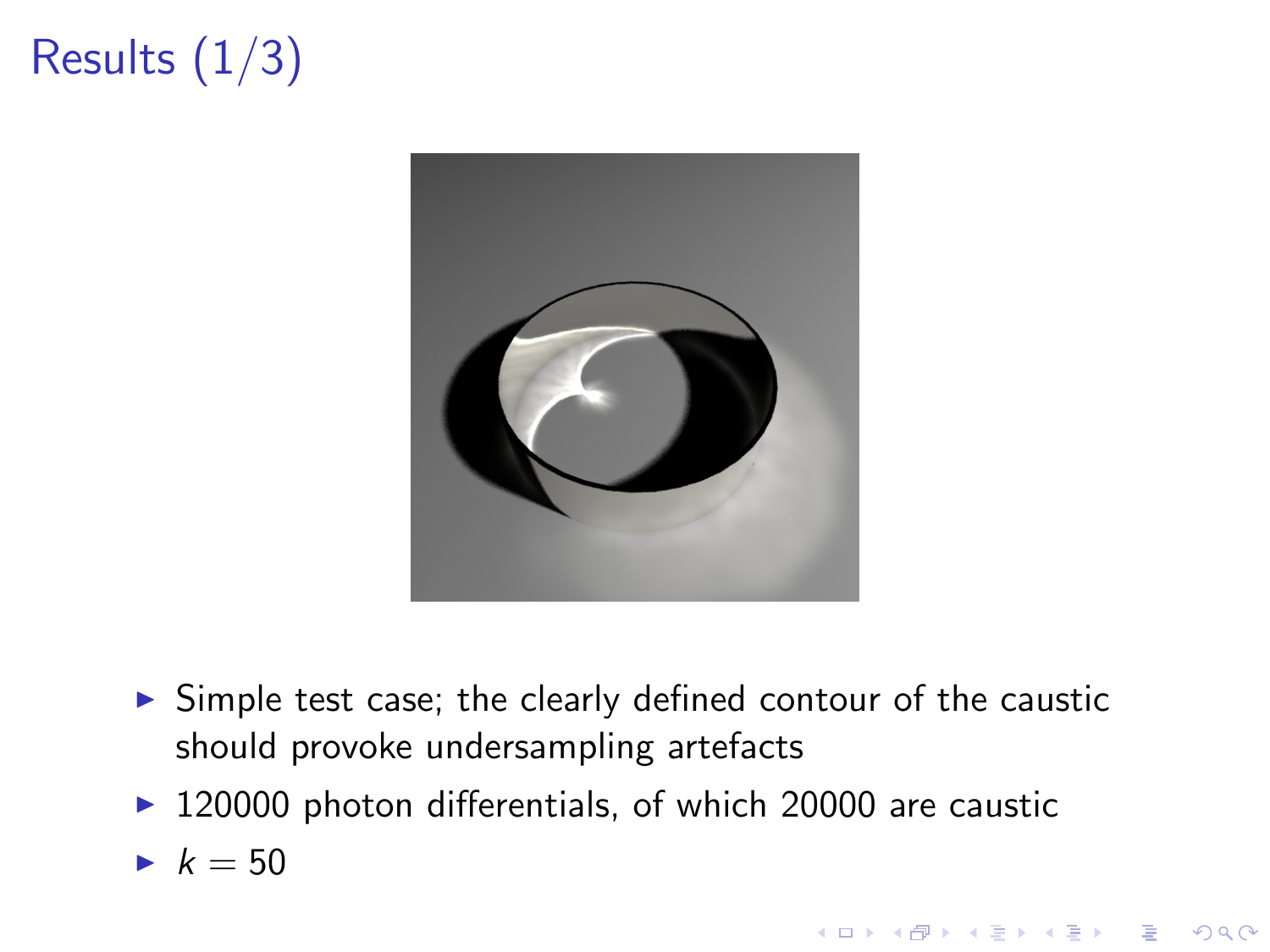# Results (1/3)

- Simple test case; the clearly defined contour of the caustic should provoke undersampling artefacts
- 120000 photon differentials, of which 20000 are caustic
- $k = 50$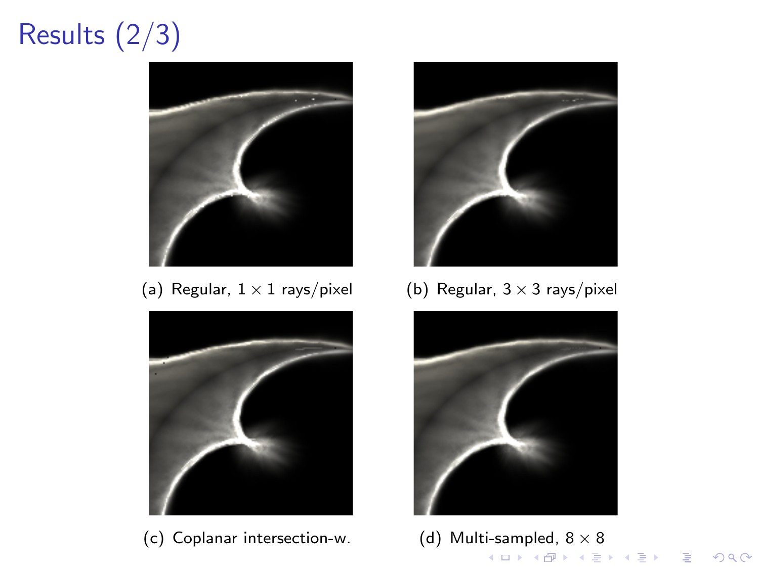# Results (2/3)

(a) Regular, $1 \times 1$ rays/pixel

(b) Regular, $3 \times 3$ rays/pixel

(c) Coplanar intersection-w.

(d) Multi-sampled, $8 \times 8$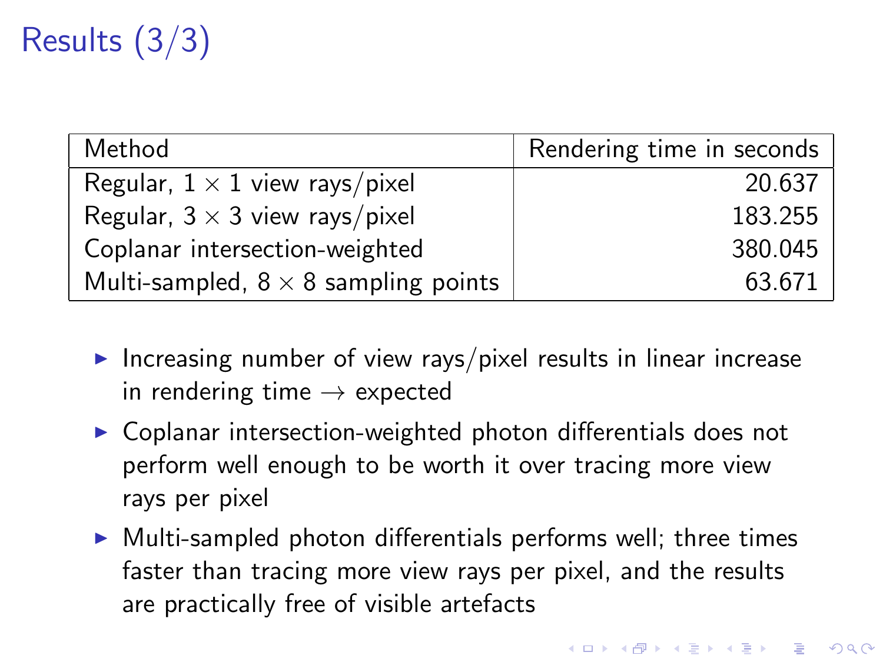# Results (3/3)

| Method | Rendering time in seconds |
|---|---:|
| Regular, $1 \times 1$ view rays/pixel | 20.637 |
| Regular, $3 \times 3$ view rays/pixel | 183.255 |
| Coplanar intersection-weighted | 380.045 |
| Multi-sampled, $8 \times 8$ sampling points | 63.671 |

- Increasing number of view rays/pixel results in linear increase in rendering time $\rightarrow$ expected
- Coplanar intersection-weighted photon differentials does not perform well enough to be worth it over tracing more view rays per pixel
- Multi-sampled photon differentials performs well; three times faster than tracing more view rays per pixel, and the results are practically free of visible artefacts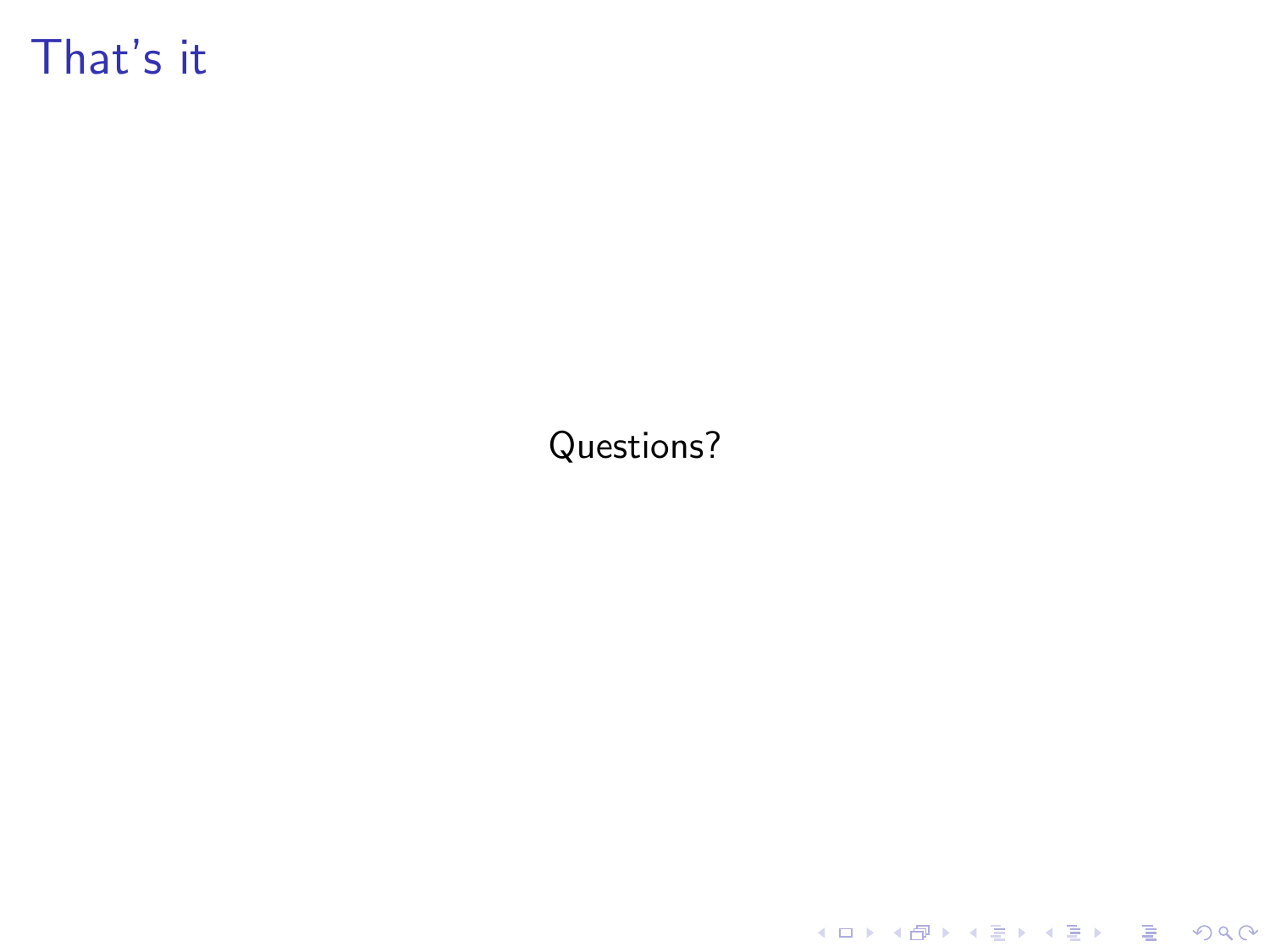# That's it

Questions?